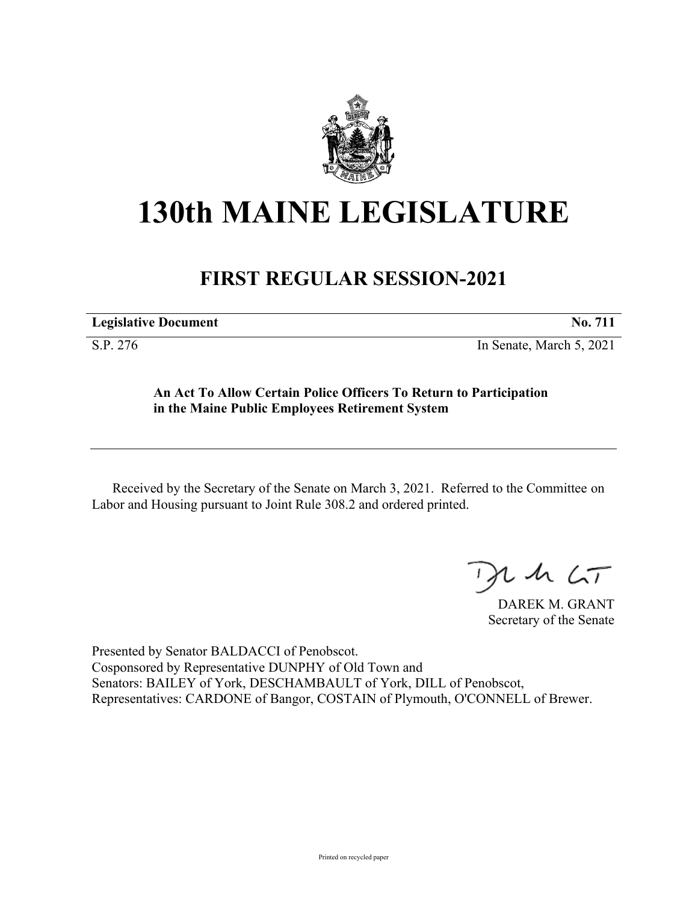# 130th MAINE LEGISLATURE

## FIRST REGULAR SESSION-2021

**Legislative Document** **No. 711**

S.P. 276 In Senate, March 5, 2021

**An Act To Allow Certain Police Officers To Return to Participation in the Maine Public Employees Retirement System**

Received by the Secretary of the Senate on March 3, 2021. Referred to the Committee on Labor and Housing pursuant to Joint Rule 308.2 and ordered printed.

DAREK M. GRANT
Secretary of the Senate

Presented by Senator BALDACCI of Penobscot.
Cosponsored by Representative DUNPHY of Old Town and
Senators: BAILEY of York, DESCHAMBAULT of York, DILL of Penobscot,
Representatives: CARDONE of Bangor, COSTAIN of Plymouth, O'CONNELL of Brewer.

Printed on recycled paper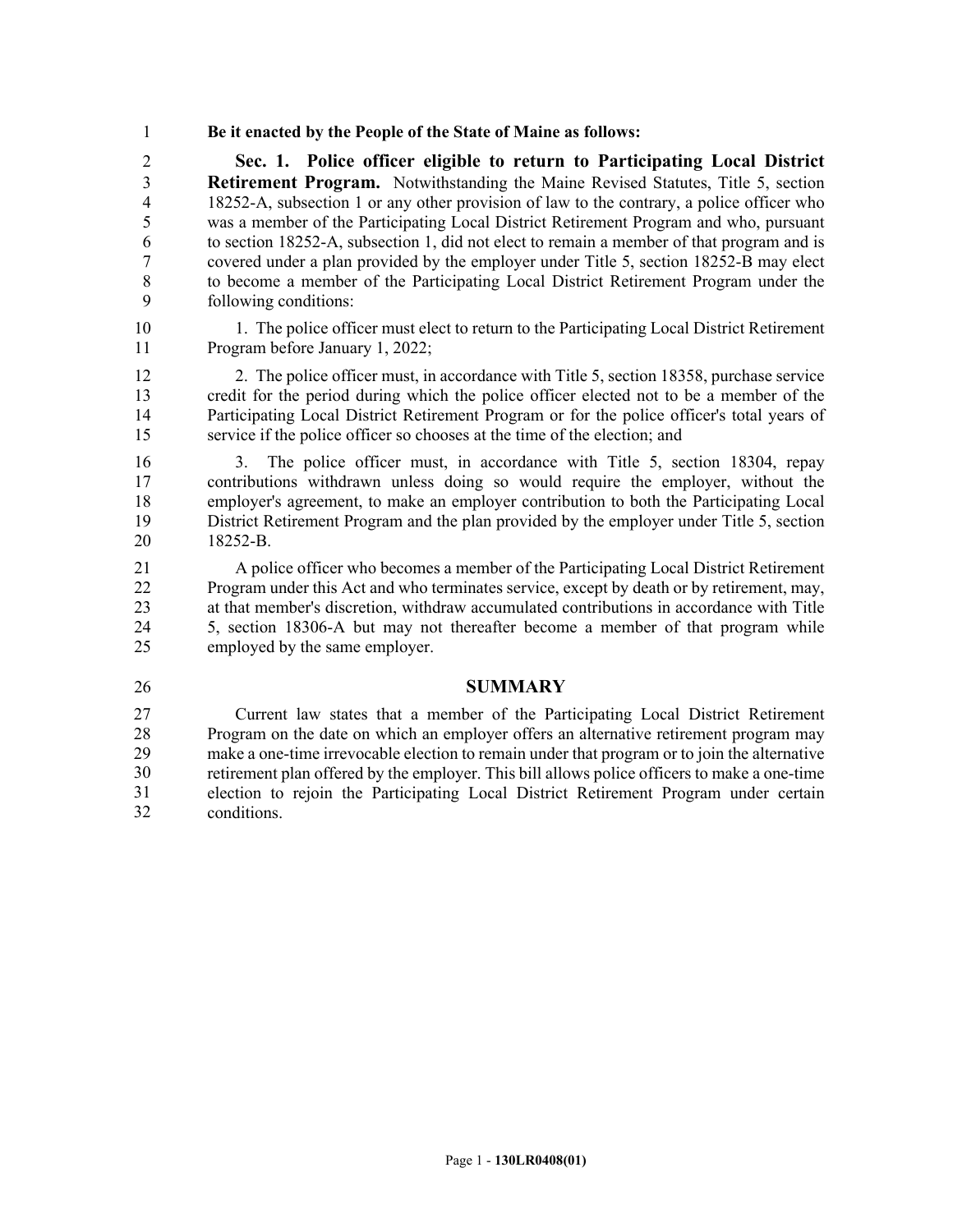**Be it enacted by the People of the State of Maine as follows:**

**Sec. 1. Police officer eligible to return to Participating Local District Retirement Program.** Notwithstanding the Maine Revised Statutes, Title 5, section 18252-A, subsection 1 or any other provision of law to the contrary, a police officer who was a member of the Participating Local District Retirement Program and who, pursuant to section 18252-A, subsection 1, did not elect to remain a member of that program and is covered under a plan provided by the employer under Title 5, section 18252-B may elect to become a member of the Participating Local District Retirement Program under the following conditions:

1. The police officer must elect to return to the Participating Local District Retirement Program before January 1, 2022;

2. The police officer must, in accordance with Title 5, section 18358, purchase service credit for the period during which the police officer elected not to be a member of the Participating Local District Retirement Program or for the police officer's total years of service if the police officer so chooses at the time of the election; and

3. The police officer must, in accordance with Title 5, section 18304, repay contributions withdrawn unless doing so would require the employer, without the employer's agreement, to make an employer contribution to both the Participating Local District Retirement Program and the plan provided by the employer under Title 5, section 18252-B.

A police officer who becomes a member of the Participating Local District Retirement Program under this Act and who terminates service, except by death or by retirement, may, at that member's discretion, withdraw accumulated contributions in accordance with Title 5, section 18306-A but may not thereafter become a member of that program while employed by the same employer.

## SUMMARY

Current law states that a member of the Participating Local District Retirement Program on the date on which an employer offers an alternative retirement program may make a one-time irrevocable election to remain under that program or to join the alternative retirement plan offered by the employer. This bill allows police officers to make a one-time election to rejoin the Participating Local District Retirement Program under certain conditions.